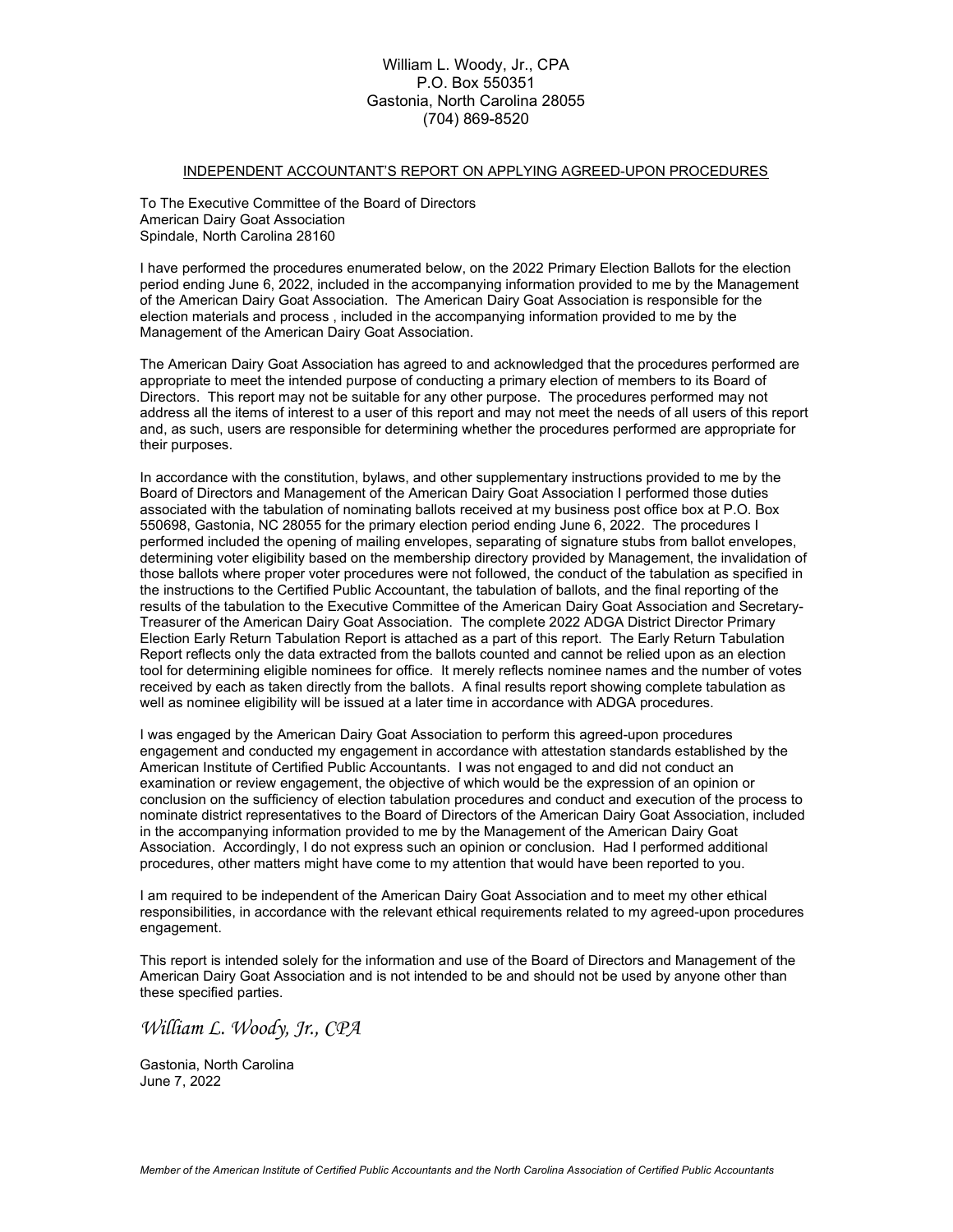William L. Woody, Jr., CPA
P.O. Box 550351
Gastonia, North Carolina 28055
(704) 869-8520

## INDEPENDENT ACCOUNTANT'S REPORT ON APPLYING AGREED-UPON PROCEDURES

To The Executive Committee of the Board of Directors
American Dairy Goat Association
Spindale, North Carolina 28160

I have performed the procedures enumerated below, on the 2022 Primary Election Ballots for the election period ending June 6, 2022, included in the accompanying information provided to me by the Management of the American Dairy Goat Association. The American Dairy Goat Association is responsible for the election materials and process , included in the accompanying information provided to me by the Management of the American Dairy Goat Association.

The American Dairy Goat Association has agreed to and acknowledged that the procedures performed are appropriate to meet the intended purpose of conducting a primary election of members to its Board of Directors. This report may not be suitable for any other purpose. The procedures performed may not address all the items of interest to a user of this report and may not meet the needs of all users of this report and, as such, users are responsible for determining whether the procedures performed are appropriate for their purposes.

In accordance with the constitution, bylaws, and other supplementary instructions provided to me by the Board of Directors and Management of the American Dairy Goat Association I performed those duties associated with the tabulation of nominating ballots received at my business post office box at P.O. Box 550698, Gastonia, NC 28055 for the primary election period ending June 6, 2022. The procedures I performed included the opening of mailing envelopes, separating of signature stubs from ballot envelopes, determining voter eligibility based on the membership directory provided by Management, the invalidation of those ballots where proper voter procedures were not followed, the conduct of the tabulation as specified in the instructions to the Certified Public Accountant, the tabulation of ballots, and the final reporting of the results of the tabulation to the Executive Committee of the American Dairy Goat Association and Secretary-Treasurer of the American Dairy Goat Association. The complete 2022 ADGA District Director Primary Election Early Return Tabulation Report is attached as a part of this report. The Early Return Tabulation Report reflects only the data extracted from the ballots counted and cannot be relied upon as an election tool for determining eligible nominees for office. It merely reflects nominee names and the number of votes received by each as taken directly from the ballots. A final results report showing complete tabulation as well as nominee eligibility will be issued at a later time in accordance with ADGA procedures.

I was engaged by the American Dairy Goat Association to perform this agreed-upon procedures engagement and conducted my engagement in accordance with attestation standards established by the American Institute of Certified Public Accountants. I was not engaged to and did not conduct an examination or review engagement, the objective of which would be the expression of an opinion or conclusion on the sufficiency of election tabulation procedures and conduct and execution of the process to nominate district representatives to the Board of Directors of the American Dairy Goat Association, included in the accompanying information provided to me by the Management of the American Dairy Goat Association. Accordingly, I do not express such an opinion or conclusion. Had I performed additional procedures, other matters might have come to my attention that would have been reported to you.

I am required to be independent of the American Dairy Goat Association and to meet my other ethical responsibilities, in accordance with the relevant ethical requirements related to my agreed-upon procedures engagement.

This report is intended solely for the information and use of the Board of Directors and Management of the American Dairy Goat Association and is not intended to be and should not be used by anyone other than these specified parties.

*William L. Woody, Jr., CPA*

Gastonia, North Carolina
June 7, 2022

*Member of the American Institute of Certified Public Accountants and the North Carolina Association of Certified Public Accountants*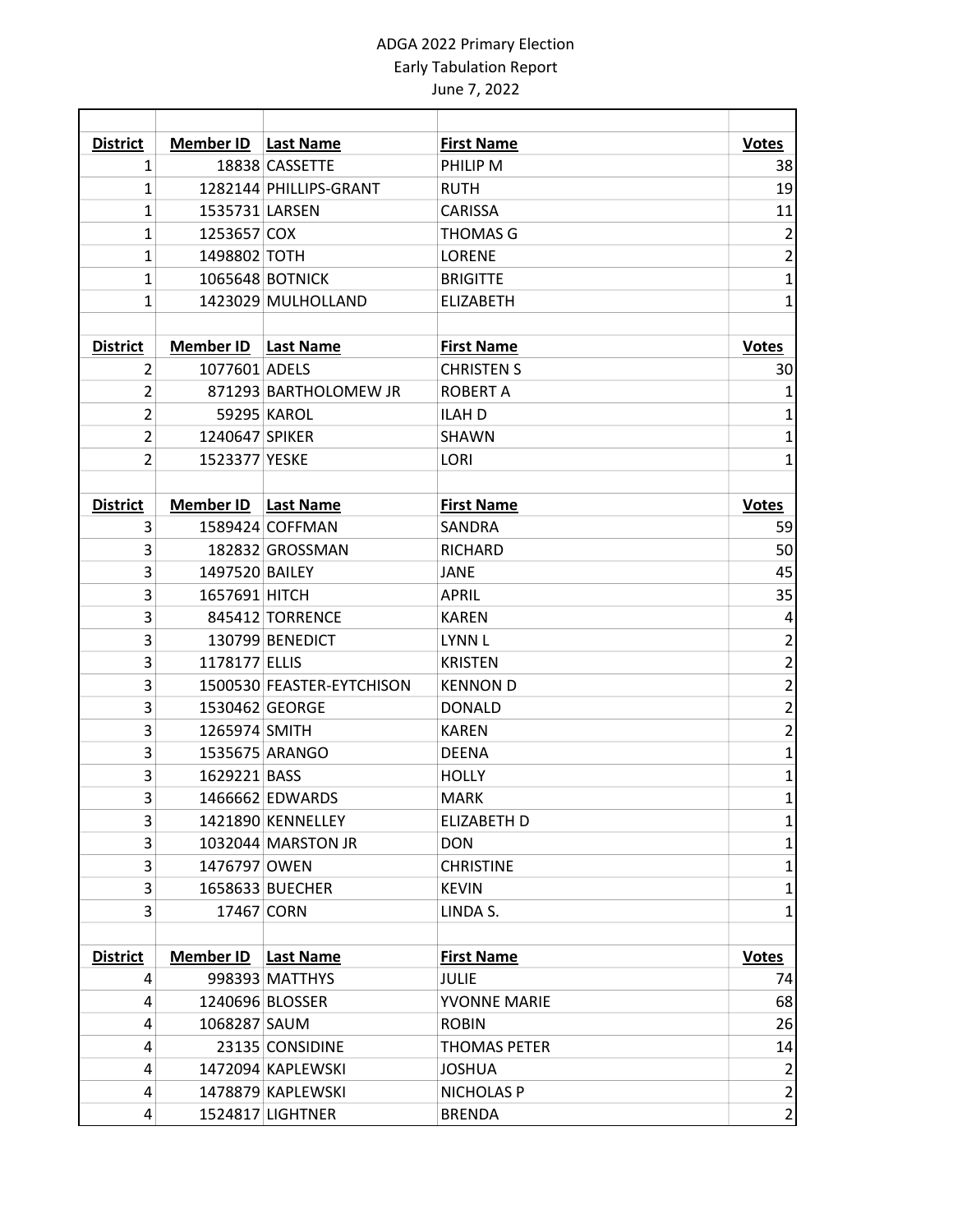ADGA 2022 Primary Election
Early Tabulation Report
June 7, 2022

| District | Member ID | Last Name | First Name | Votes |
|---|---|---|---|---|
| 1 | 18838 | CASSETTE | PHILIP M | 38 |
| 1 | 1282144 | PHILLIPS-GRANT | RUTH | 19 |
| 1 | 1535731 | LARSEN | CARISSA | 11 |
| 1 | 1253657 | COX | THOMAS G | 2 |
| 1 | 1498802 | TOTH | LORENE | 2 |
| 1 | 1065648 | BOTNICK | BRIGITTE | 1 |
| 1 | 1423029 | MULHOLLAND | ELIZABETH | 1 |

| District | Member ID | Last Name | First Name | Votes |
|---|---|---|---|---|
| 2 | 1077601 | ADELS | CHRISTEN S | 30 |
| 2 | 871293 | BARTHOLOMEW JR | ROBERT A | 1 |
| 2 | 59295 | KAROL | ILAH D | 1 |
| 2 | 1240647 | SPIKER | SHAWN | 1 |
| 2 | 1523377 | YESKE | LORI | 1 |

| District | Member ID | Last Name | First Name | Votes |
|---|---|---|---|---|
| 3 | 1589424 | COFFMAN | SANDRA | 59 |
| 3 | 182832 | GROSSMAN | RICHARD | 50 |
| 3 | 1497520 | BAILEY | JANE | 45 |
| 3 | 1657691 | HITCH | APRIL | 35 |
| 3 | 845412 | TORRENCE | KAREN | 4 |
| 3 | 130799 | BENEDICT | LYNN L | 2 |
| 3 | 1178177 | ELLIS | KRISTEN | 2 |
| 3 | 1500530 | FEASTER-EYTCHISON | KENNON D | 2 |
| 3 | 1530462 | GEORGE | DONALD | 2 |
| 3 | 1265974 | SMITH | KAREN | 2 |
| 3 | 1535675 | ARANGO | DEENA | 1 |
| 3 | 1629221 | BASS | HOLLY | 1 |
| 3 | 1466662 | EDWARDS | MARK | 1 |
| 3 | 1421890 | KENNELLEY | ELIZABETH D | 1 |
| 3 | 1032044 | MARSTON JR | DON | 1 |
| 3 | 1476797 | OWEN | CHRISTINE | 1 |
| 3 | 1658633 | BUECHER | KEVIN | 1 |
| 3 | 17467 | CORN | LINDA S. | 1 |

| District | Member ID | Last Name | First Name | Votes |
|---|---|---|---|---|
| 4 | 998393 | MATTHYS | JULIE | 74 |
| 4 | 1240696 | BLOSSER | YVONNE MARIE | 68 |
| 4 | 1068287 | SAUM | ROBIN | 26 |
| 4 | 23135 | CONSIDINE | THOMAS PETER | 14 |
| 4 | 1472094 | KAPLEWSKI | JOSHUA | 2 |
| 4 | 1478879 | KAPLEWSKI | NICHOLAS P | 2 |
| 4 | 1524817 | LIGHTNER | BRENDA | 2 |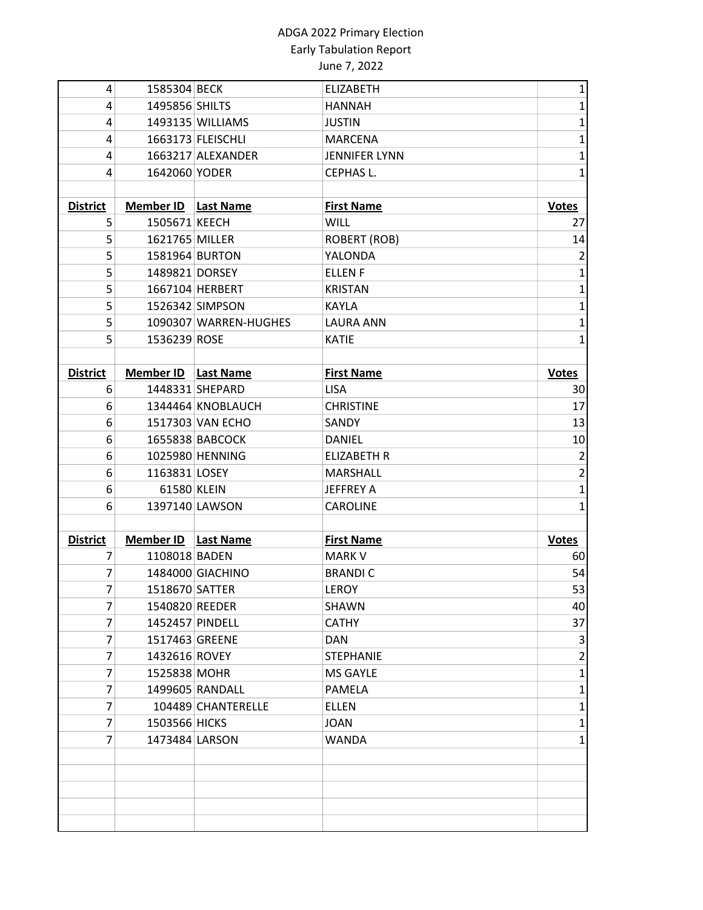ADGA 2022 Primary Election
Early Tabulation Report
June 7, 2022

| District | Member ID | Last Name | First Name | Votes |
|---|---|---|---|---|
| 4 | 1585304 | BECK | ELIZABETH | 1 |
| 4 | 1495856 | SHILTS | HANNAH | 1 |
| 4 | 1493135 | WILLIAMS | JUSTIN | 1 |
| 4 | 1663173 | FLEISCHLI | MARCENA | 1 |
| 4 | 1663217 | ALEXANDER | JENNIFER LYNN | 1 |
| 4 | 1642060 | YODER | CEPHAS L. | 1 |

| District | Member ID | Last Name | First Name | Votes |
|---|---|---|---|---|
| 5 | 1505671 | KEECH | WILL | 27 |
| 5 | 1621765 | MILLER | ROBERT (ROB) | 14 |
| 5 | 1581964 | BURTON | YALONDA | 2 |
| 5 | 1489821 | DORSEY | ELLEN F | 1 |
| 5 | 1667104 | HERBERT | KRISTAN | 1 |
| 5 | 1526342 | SIMPSON | KAYLA | 1 |
| 5 | 1090307 | WARREN-HUGHES | LAURA ANN | 1 |
| 5 | 1536239 | ROSE | KATIE | 1 |

| District | Member ID | Last Name | First Name | Votes |
|---|---|---|---|---|
| 6 | 1448331 | SHEPARD | LISA | 30 |
| 6 | 1344464 | KNOBLAUCH | CHRISTINE | 17 |
| 6 | 1517303 | VAN ECHO | SANDY | 13 |
| 6 | 1655838 | BABCOCK | DANIEL | 10 |
| 6 | 1025980 | HENNING | ELIZABETH R | 2 |
| 6 | 1163831 | LOSEY | MARSHALL | 2 |
| 6 | 61580 | KLEIN | JEFFREY A | 1 |
| 6 | 1397140 | LAWSON | CAROLINE | 1 |

| District | Member ID | Last Name | First Name | Votes |
|---|---|---|---|---|
| 7 | 1108018 | BADEN | MARK V | 60 |
| 7 | 1484000 | GIACHINO | BRANDI C | 54 |
| 7 | 1518670 | SATTER | LEROY | 53 |
| 7 | 1540820 | REEDER | SHAWN | 40 |
| 7 | 1452457 | PINDELL | CATHY | 37 |
| 7 | 1517463 | GREENE | DAN | 3 |
| 7 | 1432616 | ROVEY | STEPHANIE | 2 |
| 7 | 1525838 | MOHR | MS GAYLE | 1 |
| 7 | 1499605 | RANDALL | PAMELA | 1 |
| 7 | 104489 | CHANTERELLE | ELLEN | 1 |
| 7 | 1503566 | HICKS | JOAN | 1 |
| 7 | 1473484 | LARSON | WANDA | 1 |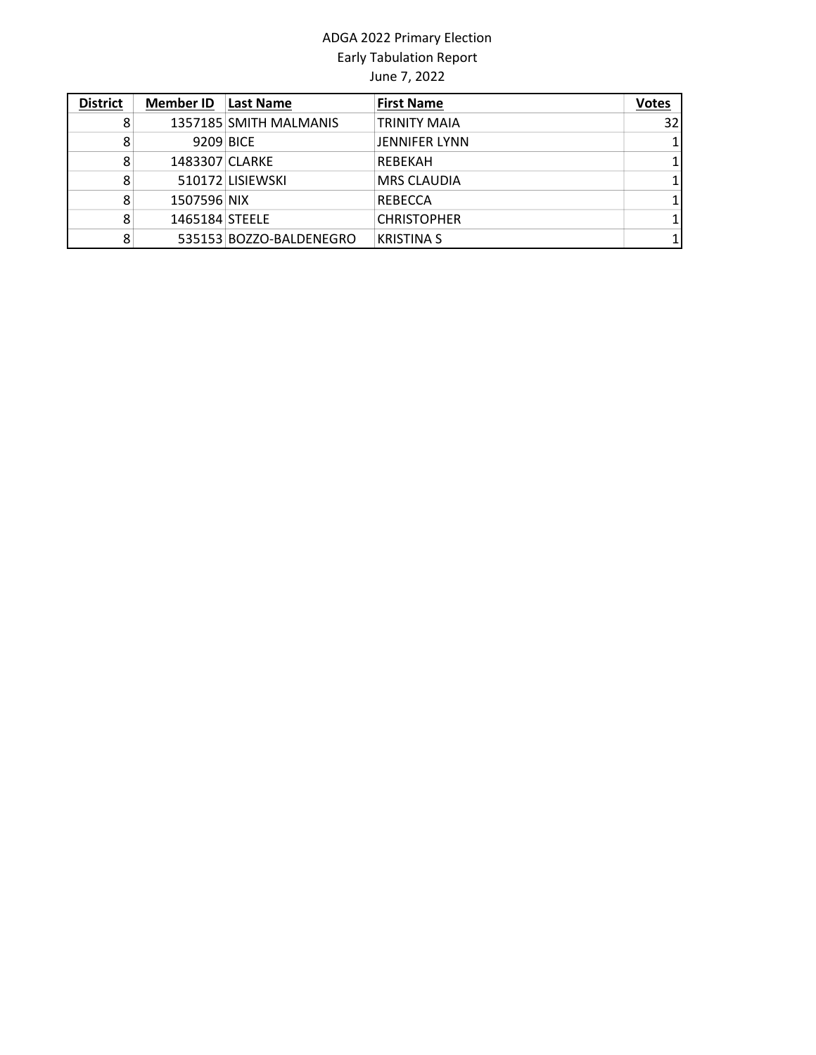ADGA 2022 Primary Election

Early Tabulation Report

June 7, 2022

| District | Member ID | Last Name | First Name | Votes |
|---|---|---|---|---|
| 8 | 1357185 | SMITH MALMANIS | TRINITY MAIA | 32 |
| 8 | 9209 | BICE | JENNIFER LYNN | 1 |
| 8 | 1483307 | CLARKE | REBEKAH | 1 |
| 8 | 510172 | LISIEWSKI | MRS CLAUDIA | 1 |
| 8 | 1507596 | NIX | REBECCA | 1 |
| 8 | 1465184 | STEELE | CHRISTOPHER | 1 |
| 8 | 535153 | BOZZO-BALDENEGRO | KRISTINA S | 1 |